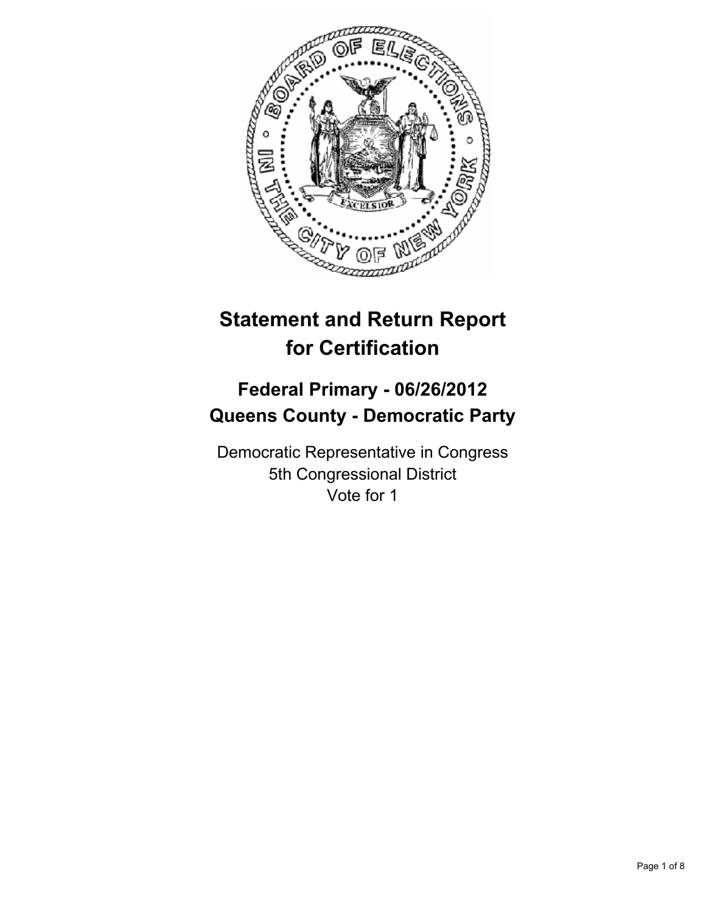# Statement and Return Report for Certification

## Federal Primary - 06/26/2012
## Queens County - Democratic Party

Democratic Representative in Congress
5th Congressional District
Vote for 1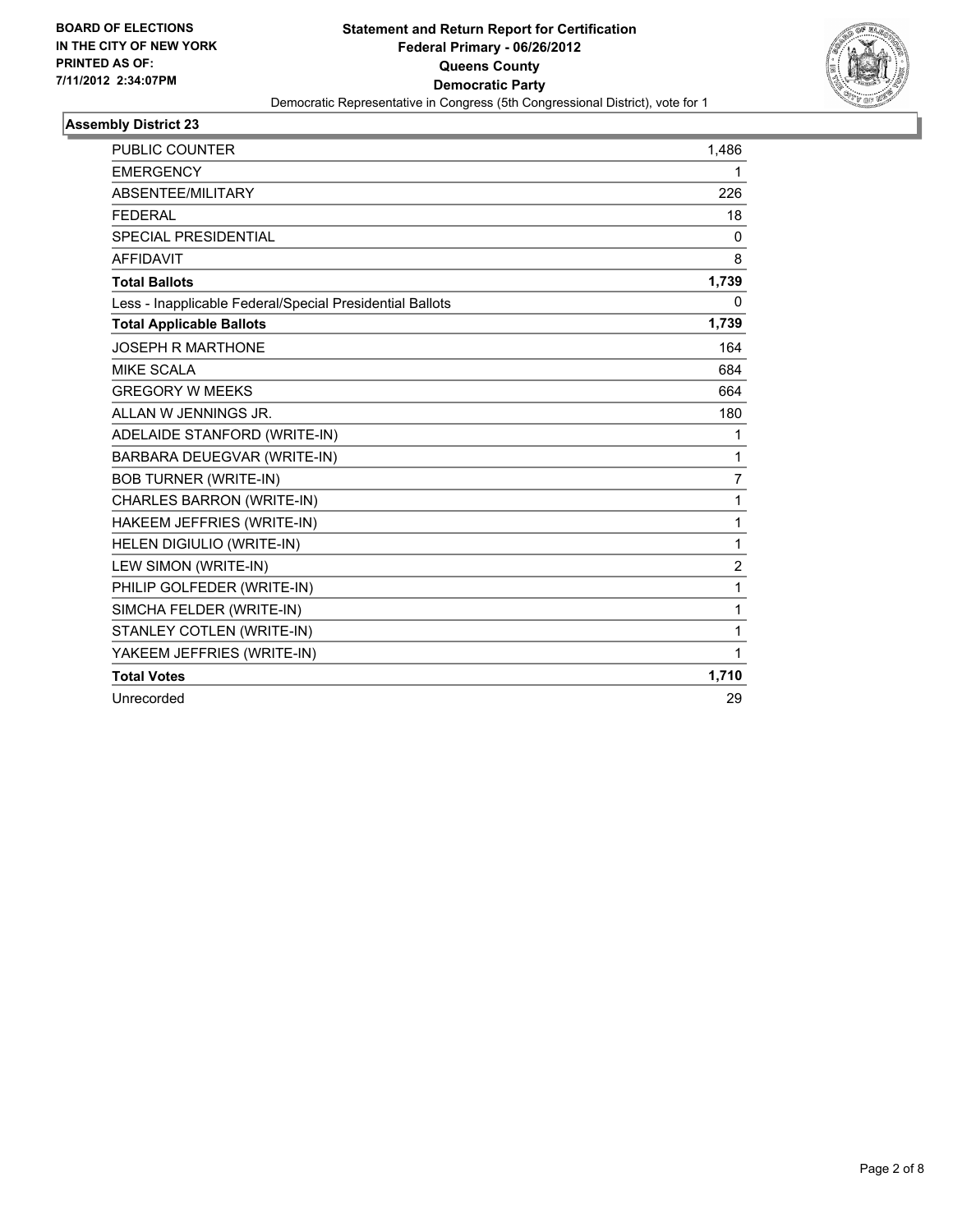**BOARD OF ELECTIONS IN THE CITY OF NEW YORK PRINTED AS OF: 7/11/2012 2:34:07PM**

# Statement and Return Report for Certification
## Federal Primary - 06/26/2012
## Queens County
## Democratic Party
Democratic Representative in Congress (5th Congressional District), vote for 1

### Assembly District 23

| | |
|---|---|
| PUBLIC COUNTER | 1,486 |
| EMERGENCY | 1 |
| ABSENTEE/MILITARY | 226 |
| FEDERAL | 18 |
| SPECIAL PRESIDENTIAL | 0 |
| AFFIDAVIT | 8 |
| **Total Ballots** | **1,739** |
| Less - Inapplicable Federal/Special Presidential Ballots | 0 |
| **Total Applicable Ballots** | **1,739** |
| JOSEPH R MARTHONE | 164 |
| MIKE SCALA | 684 |
| GREGORY W MEEKS | 664 |
| ALLAN W JENNINGS JR. | 180 |
| ADELAIDE STANFORD (WRITE-IN) | 1 |
| BARBARA DEUEGVAR (WRITE-IN) | 1 |
| BOB TURNER (WRITE-IN) | 7 |
| CHARLES BARRON (WRITE-IN) | 1 |
| HAKEEM JEFFRIES (WRITE-IN) | 1 |
| HELEN DIGIULIO (WRITE-IN) | 1 |
| LEW SIMON (WRITE-IN) | 2 |
| PHILIP GOLFEDER (WRITE-IN) | 1 |
| SIMCHA FELDER (WRITE-IN) | 1 |
| STANLEY COTLEN (WRITE-IN) | 1 |
| YAKEEM JEFFRIES (WRITE-IN) | 1 |
| **Total Votes** | **1,710** |
| Unrecorded | 29 |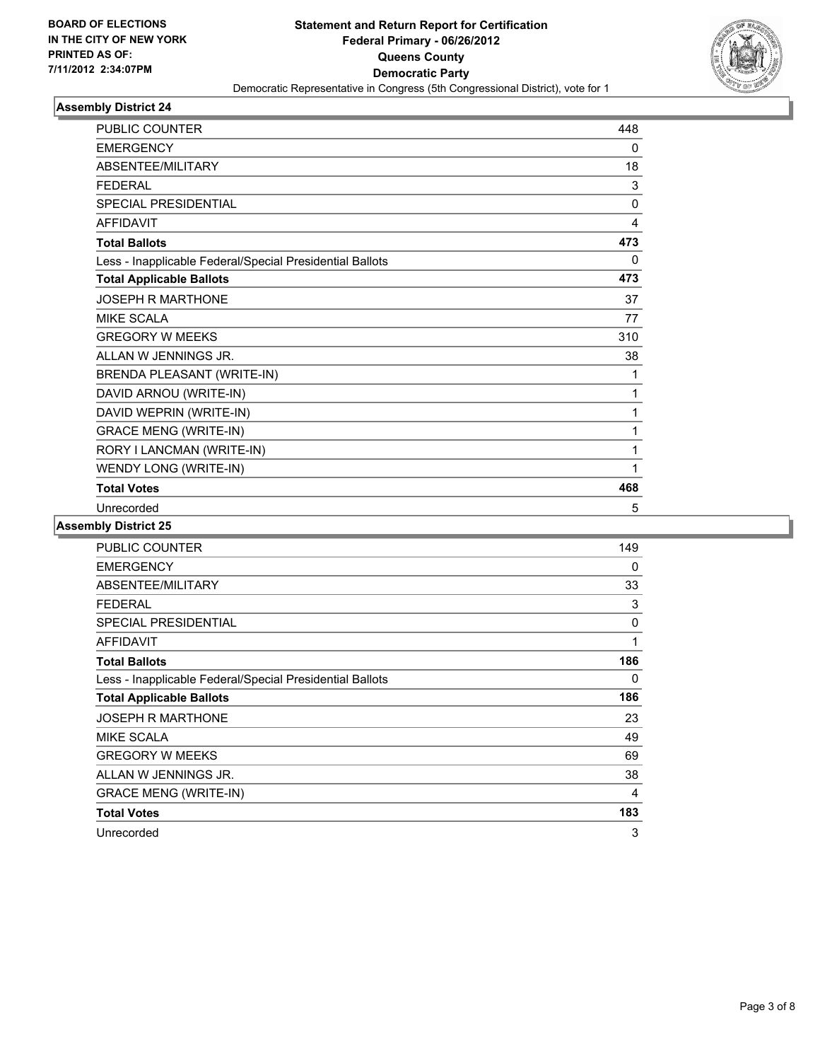**BOARD OF ELECTIONS IN THE CITY OF NEW YORK PRINTED AS OF: 7/11/2012 2:34:07PM**

# Statement and Return Report for Certification
## Federal Primary - 06/26/2012
## Queens County
## Democratic Party
Democratic Representative in Congress (5th Congressional District), vote for 1

### Assembly District 24

| | |
|---|---|
| PUBLIC COUNTER | 448 |
| EMERGENCY | 0 |
| ABSENTEE/MILITARY | 18 |
| FEDERAL | 3 |
| SPECIAL PRESIDENTIAL | 0 |
| AFFIDAVIT | 4 |
| **Total Ballots** | **473** |
| Less - Inapplicable Federal/Special Presidential Ballots | 0 |
| **Total Applicable Ballots** | **473** |
| JOSEPH R MARTHONE | 37 |
| MIKE SCALA | 77 |
| GREGORY W MEEKS | 310 |
| ALLAN W JENNINGS JR. | 38 |
| BRENDA PLEASANT (WRITE-IN) | 1 |
| DAVID ARNOU (WRITE-IN) | 1 |
| DAVID WEPRIN (WRITE-IN) | 1 |
| GRACE MENG (WRITE-IN) | 1 |
| RORY I LANCMAN (WRITE-IN) | 1 |
| WENDY LONG (WRITE-IN) | 1 |
| **Total Votes** | **468** |
| Unrecorded | 5 |

### Assembly District 25

| | |
|---|---|
| PUBLIC COUNTER | 149 |
| EMERGENCY | 0 |
| ABSENTEE/MILITARY | 33 |
| FEDERAL | 3 |
| SPECIAL PRESIDENTIAL | 0 |
| AFFIDAVIT | 1 |
| **Total Ballots** | **186** |
| Less - Inapplicable Federal/Special Presidential Ballots | 0 |
| **Total Applicable Ballots** | **186** |
| JOSEPH R MARTHONE | 23 |
| MIKE SCALA | 49 |
| GREGORY W MEEKS | 69 |
| ALLAN W JENNINGS JR. | 38 |
| GRACE MENG (WRITE-IN) | 4 |
| **Total Votes** | **183** |
| Unrecorded | 3 |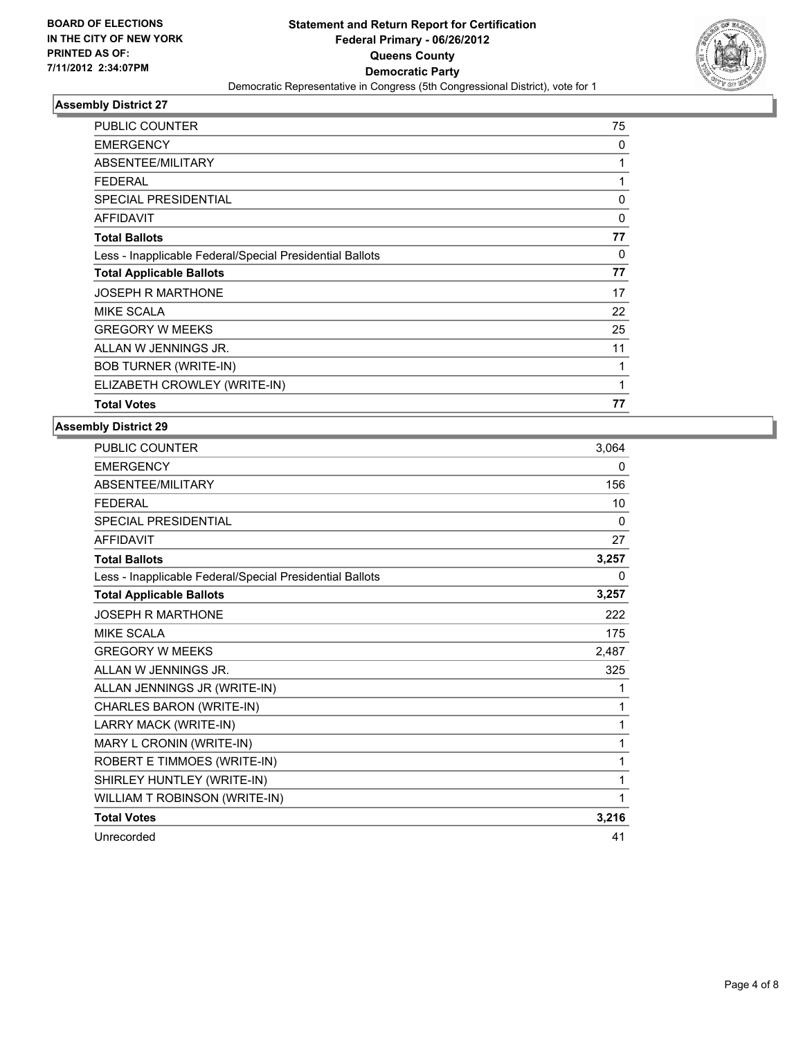**BOARD OF ELECTIONS IN THE CITY OF NEW YORK PRINTED AS OF: 7/11/2012 2:34:07PM**

# Statement and Return Report for Certification
## Federal Primary - 06/26/2012
## Queens County
## Democratic Party
Democratic Representative in Congress (5th Congressional District), vote for 1

### Assembly District 27

| | |
|---|---|
| PUBLIC COUNTER | 75 |
| EMERGENCY | 0 |
| ABSENTEE/MILITARY | 1 |
| FEDERAL | 1 |
| SPECIAL PRESIDENTIAL | 0 |
| AFFIDAVIT | 0 |
| **Total Ballots** | **77** |
| Less - Inapplicable Federal/Special Presidential Ballots | 0 |
| **Total Applicable Ballots** | **77** |
| JOSEPH R MARTHONE | 17 |
| MIKE SCALA | 22 |
| GREGORY W MEEKS | 25 |
| ALLAN W JENNINGS JR. | 11 |
| BOB TURNER (WRITE-IN) | 1 |
| ELIZABETH CROWLEY (WRITE-IN) | 1 |
| **Total Votes** | **77** |

### Assembly District 29

| | |
|---|---|
| PUBLIC COUNTER | 3,064 |
| EMERGENCY | 0 |
| ABSENTEE/MILITARY | 156 |
| FEDERAL | 10 |
| SPECIAL PRESIDENTIAL | 0 |
| AFFIDAVIT | 27 |
| **Total Ballots** | **3,257** |
| Less - Inapplicable Federal/Special Presidential Ballots | 0 |
| **Total Applicable Ballots** | **3,257** |
| JOSEPH R MARTHONE | 222 |
| MIKE SCALA | 175 |
| GREGORY W MEEKS | 2,487 |
| ALLAN W JENNINGS JR. | 325 |
| ALLAN JENNINGS JR (WRITE-IN) | 1 |
| CHARLES BARON (WRITE-IN) | 1 |
| LARRY MACK (WRITE-IN) | 1 |
| MARY L CRONIN (WRITE-IN) | 1 |
| ROBERT E TIMMOES (WRITE-IN) | 1 |
| SHIRLEY HUNTLEY (WRITE-IN) | 1 |
| WILLIAM T ROBINSON (WRITE-IN) | 1 |
| **Total Votes** | **3,216** |
| Unrecorded | 41 |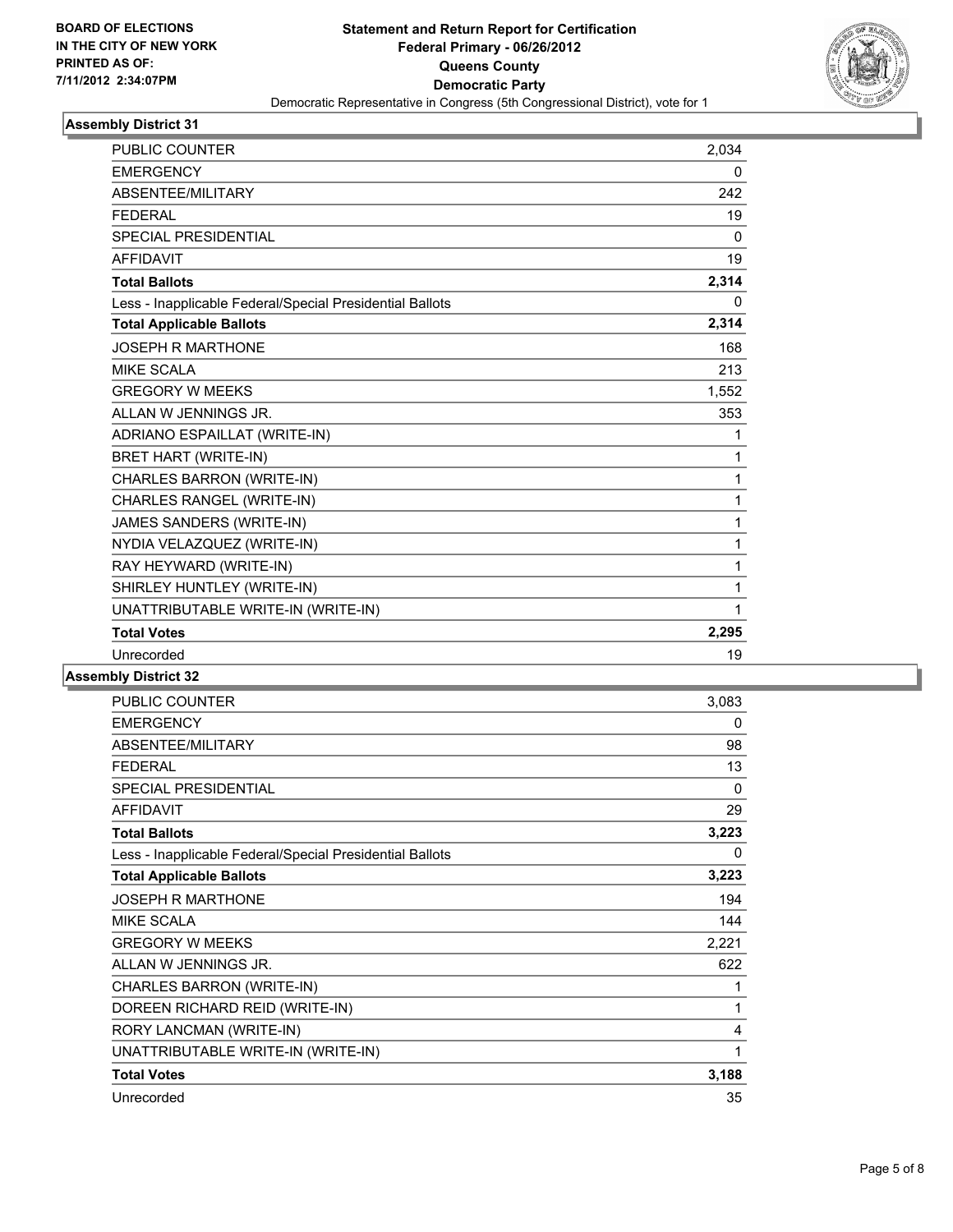**BOARD OF ELECTIONS IN THE CITY OF NEW YORK PRINTED AS OF: 7/11/2012 2:34:07PM**

# Statement and Return Report for Certification
## Federal Primary - 06/26/2012
## Queens County
## Democratic Party

Democratic Representative in Congress (5th Congressional District), vote for 1

### Assembly District 31

| | |
|---|---|
| PUBLIC COUNTER | 2,034 |
| EMERGENCY | 0 |
| ABSENTEE/MILITARY | 242 |
| FEDERAL | 19 |
| SPECIAL PRESIDENTIAL | 0 |
| AFFIDAVIT | 19 |
| **Total Ballots** | **2,314** |
| Less - Inapplicable Federal/Special Presidential Ballots | 0 |
| **Total Applicable Ballots** | **2,314** |
| JOSEPH R MARTHONE | 168 |
| MIKE SCALA | 213 |
| GREGORY W MEEKS | 1,552 |
| ALLAN W JENNINGS JR. | 353 |
| ADRIANO ESPAILLAT (WRITE-IN) | 1 |
| BRET HART (WRITE-IN) | 1 |
| CHARLES BARRON (WRITE-IN) | 1 |
| CHARLES RANGEL (WRITE-IN) | 1 |
| JAMES SANDERS (WRITE-IN) | 1 |
| NYDIA VELAZQUEZ (WRITE-IN) | 1 |
| RAY HEYWARD (WRITE-IN) | 1 |
| SHIRLEY HUNTLEY (WRITE-IN) | 1 |
| UNATTRIBUTABLE WRITE-IN (WRITE-IN) | 1 |
| **Total Votes** | **2,295** |
| Unrecorded | 19 |

### Assembly District 32

| | |
|---|---|
| PUBLIC COUNTER | 3,083 |
| EMERGENCY | 0 |
| ABSENTEE/MILITARY | 98 |
| FEDERAL | 13 |
| SPECIAL PRESIDENTIAL | 0 |
| AFFIDAVIT | 29 |
| **Total Ballots** | **3,223** |
| Less - Inapplicable Federal/Special Presidential Ballots | 0 |
| **Total Applicable Ballots** | **3,223** |
| JOSEPH R MARTHONE | 194 |
| MIKE SCALA | 144 |
| GREGORY W MEEKS | 2,221 |
| ALLAN W JENNINGS JR. | 622 |
| CHARLES BARRON (WRITE-IN) | 1 |
| DOREEN RICHARD REID (WRITE-IN) | 1 |
| RORY LANCMAN (WRITE-IN) | 4 |
| UNATTRIBUTABLE WRITE-IN (WRITE-IN) | 1 |
| **Total Votes** | **3,188** |
| Unrecorded | 35 |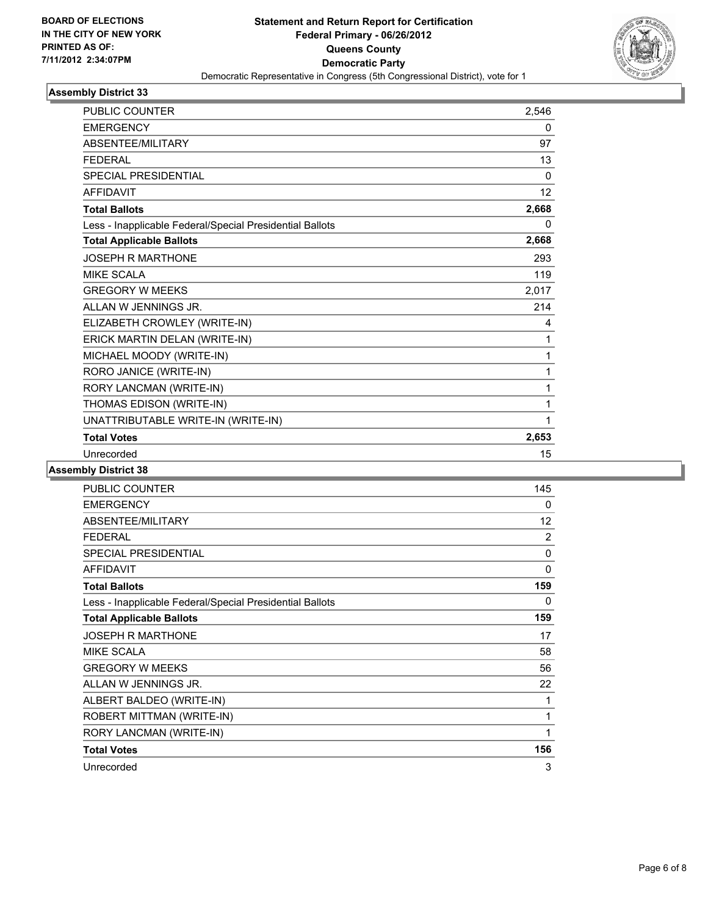BOARD OF ELECTIONS
IN THE CITY OF NEW YORK
PRINTED AS OF:
7/11/2012 2:34:07PM

**Statement and Return Report for Certification**
**Federal Primary - 06/26/2012**
**Queens County**
**Democratic Party**
Democratic Representative in Congress (5th Congressional District), vote for 1

### Assembly District 33

| | |
|---|---|
| PUBLIC COUNTER | 2,546 |
| EMERGENCY | 0 |
| ABSENTEE/MILITARY | 97 |
| FEDERAL | 13 |
| SPECIAL PRESIDENTIAL | 0 |
| AFFIDAVIT | 12 |
| **Total Ballots** | **2,668** |
| Less - Inapplicable Federal/Special Presidential Ballots | 0 |
| **Total Applicable Ballots** | **2,668** |
| JOSEPH R MARTHONE | 293 |
| MIKE SCALA | 119 |
| GREGORY W MEEKS | 2,017 |
| ALLAN W JENNINGS JR. | 214 |
| ELIZABETH CROWLEY (WRITE-IN) | 4 |
| ERICK MARTIN DELAN (WRITE-IN) | 1 |
| MICHAEL MOODY (WRITE-IN) | 1 |
| RORO JANICE (WRITE-IN) | 1 |
| RORY LANCMAN (WRITE-IN) | 1 |
| THOMAS EDISON (WRITE-IN) | 1 |
| UNATTRIBUTABLE WRITE-IN (WRITE-IN) | 1 |
| **Total Votes** | **2,653** |
| Unrecorded | 15 |

### Assembly District 38

| | |
|---|---|
| PUBLIC COUNTER | 145 |
| EMERGENCY | 0 |
| ABSENTEE/MILITARY | 12 |
| FEDERAL | 2 |
| SPECIAL PRESIDENTIAL | 0 |
| AFFIDAVIT | 0 |
| **Total Ballots** | **159** |
| Less - Inapplicable Federal/Special Presidential Ballots | 0 |
| **Total Applicable Ballots** | **159** |
| JOSEPH R MARTHONE | 17 |
| MIKE SCALA | 58 |
| GREGORY W MEEKS | 56 |
| ALLAN W JENNINGS JR. | 22 |
| ALBERT BALDEO (WRITE-IN) | 1 |
| ROBERT MITTMAN (WRITE-IN) | 1 |
| RORY LANCMAN (WRITE-IN) | 1 |
| **Total Votes** | **156** |
| Unrecorded | 3 |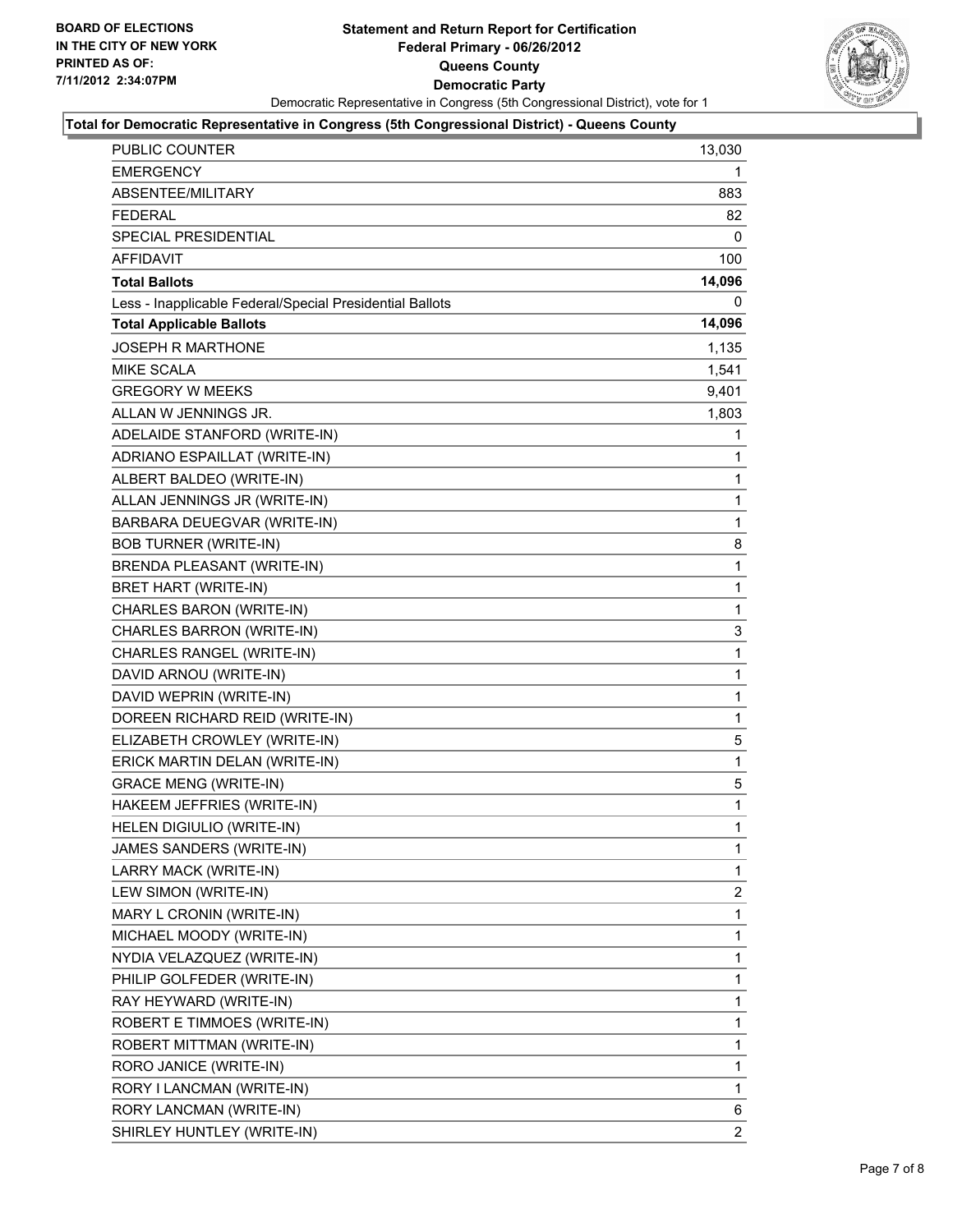**BOARD OF ELECTIONS IN THE CITY OF NEW YORK PRINTED AS OF: 7/11/2012 2:34:07PM**

# Statement and Return Report for Certification
## Federal Primary - 06/26/2012
## Queens County
## Democratic Party

Democratic Representative in Congress (5th Congressional District), vote for 1

### Total for Democratic Representative in Congress (5th Congressional District) - Queens County

| | |
|---|---|
| PUBLIC COUNTER | 13,030 |
| EMERGENCY | 1 |
| ABSENTEE/MILITARY | 883 |
| FEDERAL | 82 |
| SPECIAL PRESIDENTIAL | 0 |
| AFFIDAVIT | 100 |
| **Total Ballots** | **14,096** |
| Less - Inapplicable Federal/Special Presidential Ballots | 0 |
| **Total Applicable Ballots** | **14,096** |
| JOSEPH R MARTHONE | 1,135 |
| MIKE SCALA | 1,541 |
| GREGORY W MEEKS | 9,401 |
| ALLAN W JENNINGS JR. | 1,803 |
| ADELAIDE STANFORD (WRITE-IN) | 1 |
| ADRIANO ESPAILLAT (WRITE-IN) | 1 |
| ALBERT BALDEO (WRITE-IN) | 1 |
| ALLAN JENNINGS JR (WRITE-IN) | 1 |
| BARBARA DEUEGVAR (WRITE-IN) | 1 |
| BOB TURNER (WRITE-IN) | 8 |
| BRENDA PLEASANT (WRITE-IN) | 1 |
| BRET HART (WRITE-IN) | 1 |
| CHARLES BARON (WRITE-IN) | 1 |
| CHARLES BARRON (WRITE-IN) | 3 |
| CHARLES RANGEL (WRITE-IN) | 1 |
| DAVID ARNOU (WRITE-IN) | 1 |
| DAVID WEPRIN (WRITE-IN) | 1 |
| DOREEN RICHARD REID (WRITE-IN) | 1 |
| ELIZABETH CROWLEY (WRITE-IN) | 5 |
| ERICK MARTIN DELAN (WRITE-IN) | 1 |
| GRACE MENG (WRITE-IN) | 5 |
| HAKEEM JEFFRIES (WRITE-IN) | 1 |
| HELEN DIGIULIO (WRITE-IN) | 1 |
| JAMES SANDERS (WRITE-IN) | 1 |
| LARRY MACK (WRITE-IN) | 1 |
| LEW SIMON (WRITE-IN) | 2 |
| MARY L CRONIN (WRITE-IN) | 1 |
| MICHAEL MOODY (WRITE-IN) | 1 |
| NYDIA VELAZQUEZ (WRITE-IN) | 1 |
| PHILIP GOLFEDER (WRITE-IN) | 1 |
| RAY HEYWARD (WRITE-IN) | 1 |
| ROBERT E TIMMOES (WRITE-IN) | 1 |
| ROBERT MITTMAN (WRITE-IN) | 1 |
| RORO JANICE (WRITE-IN) | 1 |
| RORY I LANCMAN (WRITE-IN) | 1 |
| RORY LANCMAN (WRITE-IN) | 6 |
| SHIRLEY HUNTLEY (WRITE-IN) | 2 |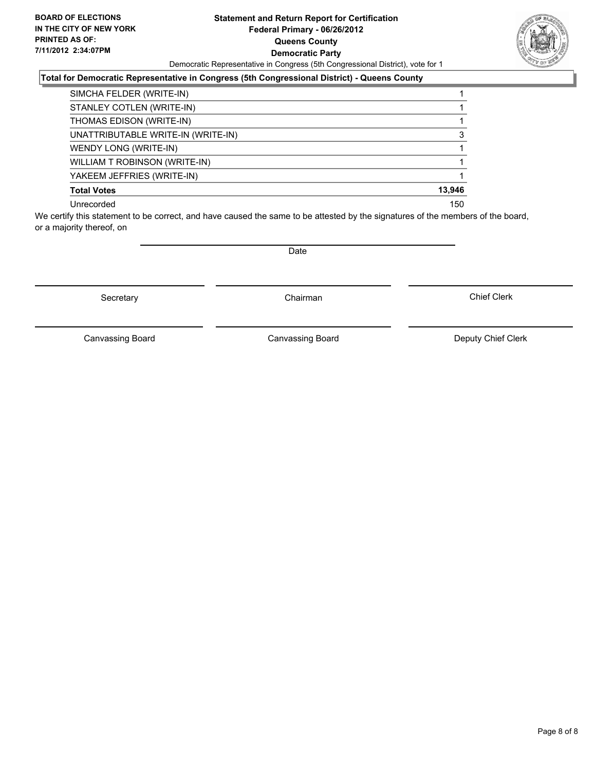**BOARD OF ELECTIONS IN THE CITY OF NEW YORK PRINTED AS OF: 7/11/2012 2:34:07PM**

**Statement and Return Report for Certification Federal Primary - 06/26/2012 Queens County Democratic Party**

Democratic Representative in Congress (5th Congressional District), vote for 1

**Total for Democratic Representative in Congress (5th Congressional District) - Queens County**

| | |
|---|---|
| SIMCHA FELDER (WRITE-IN) | 1 |
| STANLEY COTLEN (WRITE-IN) | 1 |
| THOMAS EDISON (WRITE-IN) | 1 |
| UNATTRIBUTABLE WRITE-IN (WRITE-IN) | 3 |
| WENDY LONG (WRITE-IN) | 1 |
| WILLIAM T ROBINSON (WRITE-IN) | 1 |
| YAKEEM JEFFRIES (WRITE-IN) | 1 |
| **Total Votes** | **13,946** |
| Unrecorded | 150 |

We certify this statement to be correct, and have caused the same to be attested by the signatures of the members of the board, or a majority thereof, on

Date

Secretary

Chairman

Chief Clerk

Canvassing Board

Canvassing Board

Deputy Chief Clerk